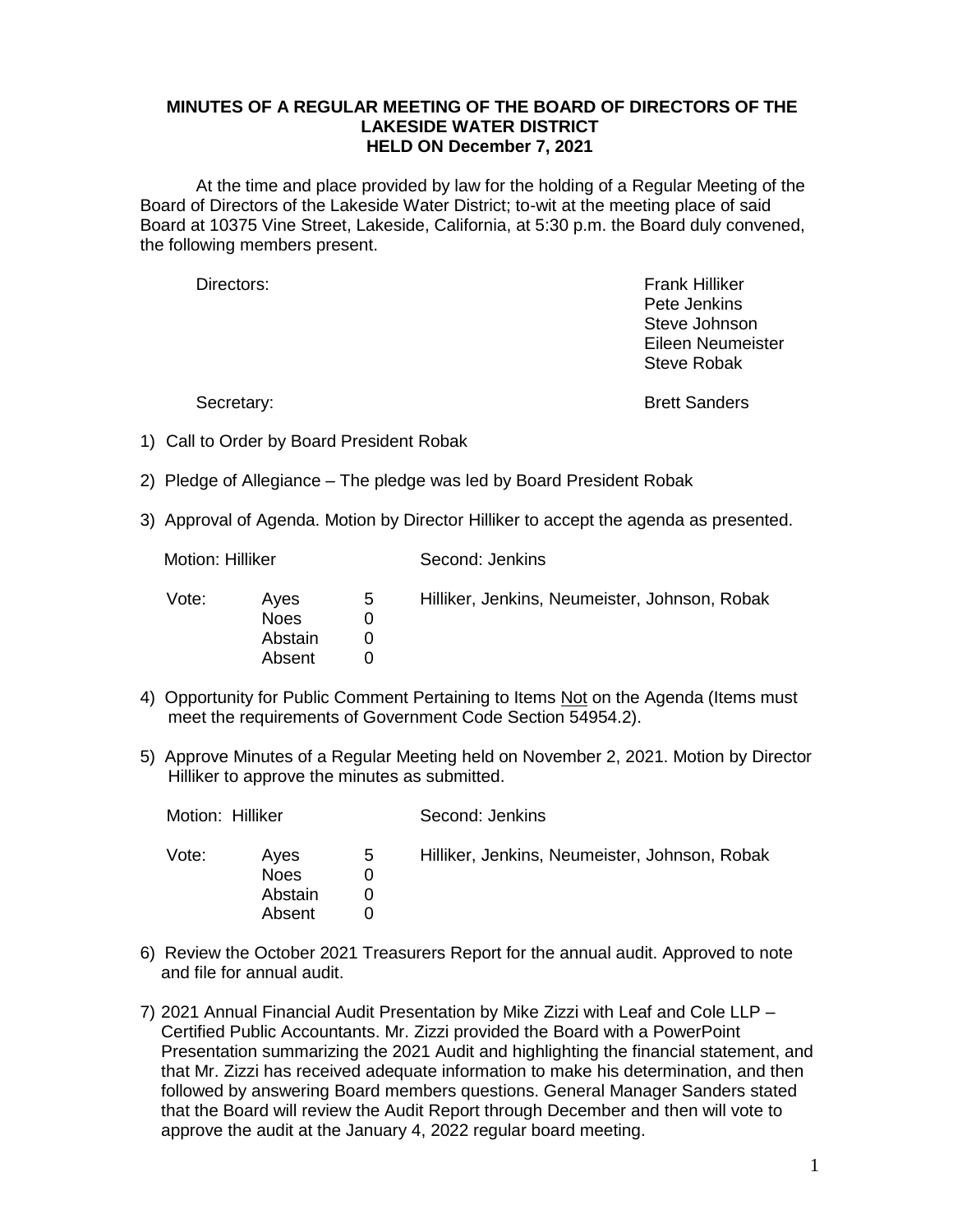# MINUTES OF A REGULAR MEETING OF THE BOARD OF DIRECTORS OF THE LAKESIDE WATER DISTRICT HELD ON December 7, 2021

At the time and place provided by law for the holding of a Regular Meeting of the Board of Directors of the Lakeside Water District; to-wit at the meeting place of said Board at 10375 Vine Street, Lakeside, California, at 5:30 p.m. the Board duly convened, the following members present.

Directors:
Frank Hilliker
Pete Jenkins
Steve Johnson
Eileen Neumeister
Steve Robak

Secretary: Brett Sanders

1) Call to Order by Board President Robak

2) Pledge of Allegiance – The pledge was led by Board President Robak

3) Approval of Agenda. Motion by Director Hilliker to accept the agenda as presented.

Motion: Hilliker   Second: Jenkins

| Vote: | | | |
|---|---|---|---|
| | Ayes | 5 | Hilliker, Jenkins, Neumeister, Johnson, Robak |
| | Noes | 0 | |
| | Abstain | 0 | |
| | Absent | 0 | |

4) Opportunity for Public Comment Pertaining to Items Not on the Agenda (Items must meet the requirements of Government Code Section 54954.2).

5) Approve Minutes of a Regular Meeting held on November 2, 2021. Motion by Director Hilliker to approve the minutes as submitted.

Motion: Hilliker   Second: Jenkins

| Vote: | | | |
|---|---|---|---|
| | Ayes | 5 | Hilliker, Jenkins, Neumeister, Johnson, Robak |
| | Noes | 0 | |
| | Abstain | 0 | |
| | Absent | 0 | |

6) Review the October 2021 Treasurers Report for the annual audit. Approved to note and file for annual audit.

7) 2021 Annual Financial Audit Presentation by Mike Zizzi with Leaf and Cole LLP – Certified Public Accountants. Mr. Zizzi provided the Board with a PowerPoint Presentation summarizing the 2021 Audit and highlighting the financial statement, and that Mr. Zizzi has received adequate information to make his determination, and then followed by answering Board members questions. General Manager Sanders stated that the Board will review the Audit Report through December and then will vote to approve the audit at the January 4, 2022 regular board meeting.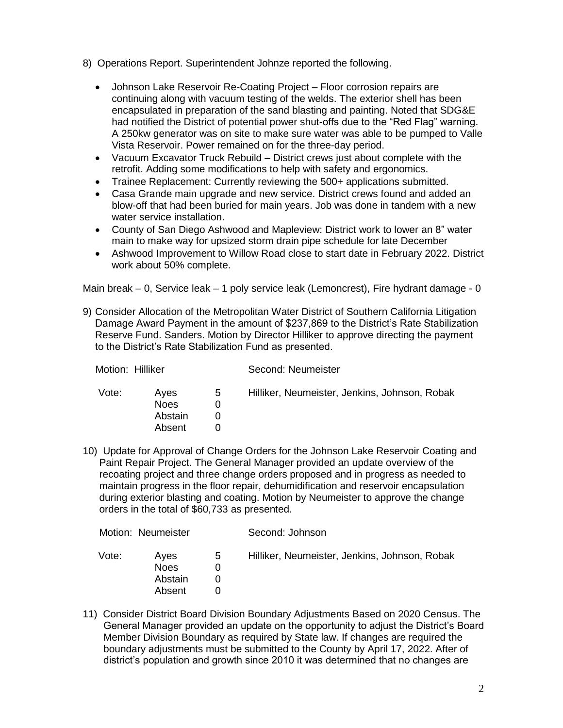8) Operations Report. Superintendent Johnze reported the following.

- Johnson Lake Reservoir Re-Coating Project – Floor corrosion repairs are continuing along with vacuum testing of the welds. The exterior shell has been encapsulated in preparation of the sand blasting and painting. Noted that SDG&E had notified the District of potential power shut-offs due to the "Red Flag" warning. A 250kw generator was on site to make sure water was able to be pumped to Valle Vista Reservoir. Power remained on for the three-day period.
- Vacuum Excavator Truck Rebuild – District crews just about complete with the retrofit. Adding some modifications to help with safety and ergonomics.
- Trainee Replacement: Currently reviewing the 500+ applications submitted.
- Casa Grande main upgrade and new service. District crews found and added an blow-off that had been buried for main years. Job was done in tandem with a new water service installation.
- County of San Diego Ashwood and Mapleview: District work to lower an 8" water main to make way for upsized storm drain pipe schedule for late December
- Ashwood Improvement to Willow Road close to start date in February 2022. District work about 50% complete.

Main break – 0, Service leak – 1 poly service leak (Lemoncrest), Fire hydrant damage - 0

9) Consider Allocation of the Metropolitan Water District of Southern California Litigation Damage Award Payment in the amount of $237,869 to the District's Rate Stabilization Reserve Fund. Sanders. Motion by Director Hilliker to approve directing the payment to the District's Rate Stabilization Fund as presented.

Motion: Hilliker Second: Neumeister

| Vote: | Ayes | 5 | Hilliker, Neumeister, Jenkins, Johnson, Robak |
|---|---|---|---|
| | Noes | 0 | |
| | Abstain | 0 | |
| | Absent | 0 | |

10) Update for Approval of Change Orders for the Johnson Lake Reservoir Coating and Paint Repair Project. The General Manager provided an update overview of the recoating project and three change orders proposed and in progress as needed to maintain progress in the floor repair, dehumidification and reservoir encapsulation during exterior blasting and coating. Motion by Neumeister to approve the change orders in the total of $60,733 as presented.

Motion: Neumeister Second: Johnson

| Vote: | Ayes | 5 | Hilliker, Neumeister, Jenkins, Johnson, Robak |
|---|---|---|---|
| | Noes | 0 | |
| | Abstain | 0 | |
| | Absent | 0 | |

11) Consider District Board Division Boundary Adjustments Based on 2020 Census. The General Manager provided an update on the opportunity to adjust the District's Board Member Division Boundary as required by State law. If changes are required the boundary adjustments must be submitted to the County by April 17, 2022. After of district's population and growth since 2010 it was determined that no changes are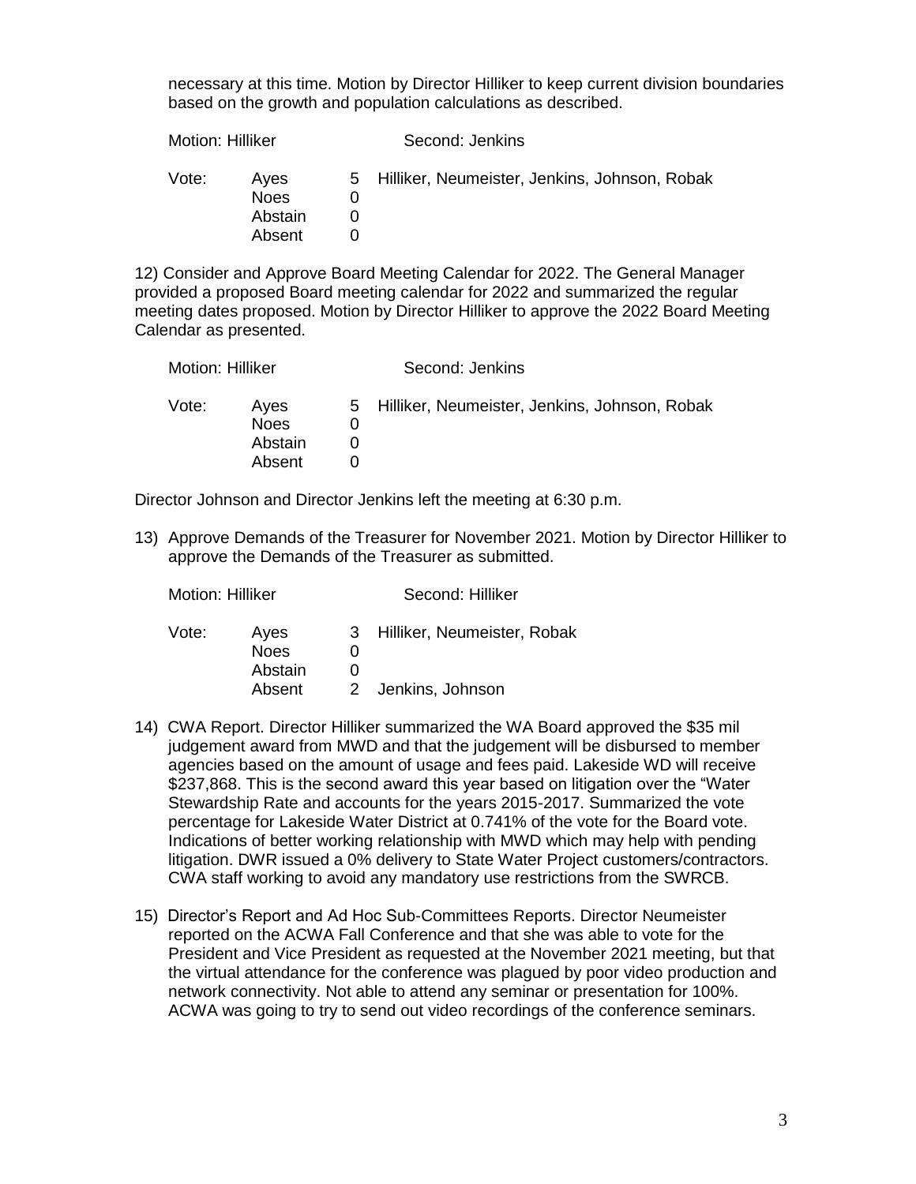necessary at this time. Motion by Director Hilliker to keep current division boundaries based on the growth and population calculations as described.

Motion: Hilliker Second: Jenkins

| Vote: | | | |
|---|---|---|---|
| | Ayes | 5 | Hilliker, Neumeister, Jenkins, Johnson, Robak |
| | Noes | 0 | |
| | Abstain | 0 | |
| | Absent | 0 | |

12) Consider and Approve Board Meeting Calendar for 2022. The General Manager provided a proposed Board meeting calendar for 2022 and summarized the regular meeting dates proposed. Motion by Director Hilliker to approve the 2022 Board Meeting Calendar as presented.

Motion: Hilliker Second: Jenkins

| Vote: | | | |
|---|---|---|---|
| | Ayes | 5 | Hilliker, Neumeister, Jenkins, Johnson, Robak |
| | Noes | 0 | |
| | Abstain | 0 | |
| | Absent | 0 | |

Director Johnson and Director Jenkins left the meeting at 6:30 p.m.

13) Approve Demands of the Treasurer for November 2021. Motion by Director Hilliker to approve the Demands of the Treasurer as submitted.

Motion: Hilliker Second: Hilliker

| Vote: | | | |
|---|---|---|---|
| | Ayes | 3 | Hilliker, Neumeister, Robak |
| | Noes | 0 | |
| | Abstain | 0 | |
| | Absent | 2 | Jenkins, Johnson |

14) CWA Report. Director Hilliker summarized the WA Board approved the $35 mil judgement award from MWD and that the judgement will be disbursed to member agencies based on the amount of usage and fees paid. Lakeside WD will receive $237,868. This is the second award this year based on litigation over the "Water Stewardship Rate and accounts for the years 2015-2017. Summarized the vote percentage for Lakeside Water District at 0.741% of the vote for the Board vote. Indications of better working relationship with MWD which may help with pending litigation. DWR issued a 0% delivery to State Water Project customers/contractors. CWA staff working to avoid any mandatory use restrictions from the SWRCB.

15) Director's Report and Ad Hoc Sub-Committees Reports. Director Neumeister reported on the ACWA Fall Conference and that she was able to vote for the President and Vice President as requested at the November 2021 meeting, but that the virtual attendance for the conference was plagued by poor video production and network connectivity. Not able to attend any seminar or presentation for 100%. ACWA was going to try to send out video recordings of the conference seminars.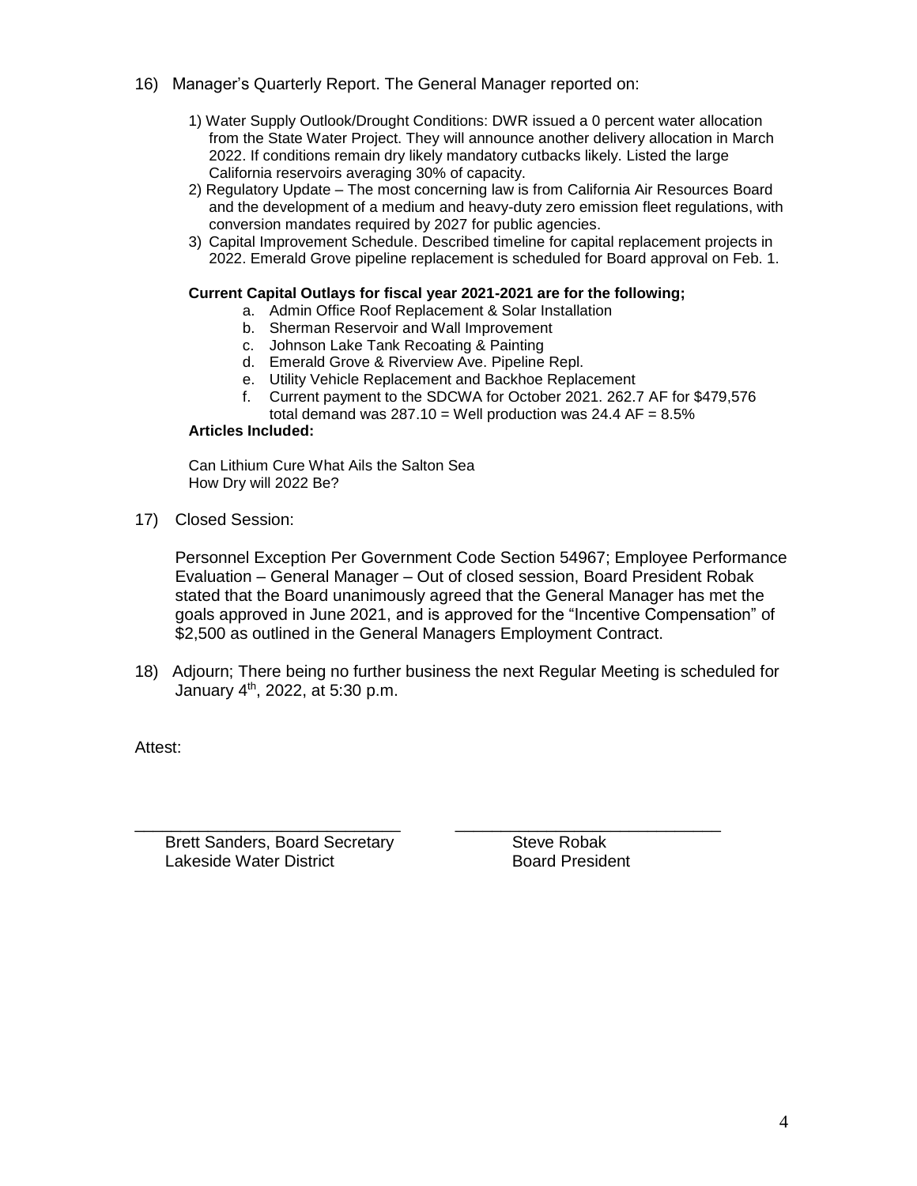16) Manager's Quarterly Report. The General Manager reported on:

   1) Water Supply Outlook/Drought Conditions: DWR issued a 0 percent water allocation from the State Water Project. They will announce another delivery allocation in March 2022. If conditions remain dry likely mandatory cutbacks likely. Listed the large California reservoirs averaging 30% of capacity.
   2) Regulatory Update – The most concerning law is from California Air Resources Board and the development of a medium and heavy-duty zero emission fleet regulations, with conversion mandates required by 2027 for public agencies.
   3) Capital Improvement Schedule. Described timeline for capital replacement projects in 2022. Emerald Grove pipeline replacement is scheduled for Board approval on Feb. 1.

   **Current Capital Outlays for fiscal year 2021-2021 are for the following;**

   a. Admin Office Roof Replacement & Solar Installation
   b. Sherman Reservoir and Wall Improvement
   c. Johnson Lake Tank Recoating & Painting
   d. Emerald Grove & Riverview Ave. Pipeline Repl.
   e. Utility Vehicle Replacement and Backhoe Replacement
   f. Current payment to the SDCWA for October 2021. 262.7 AF for $479,576 total demand was 287.10 = Well production was 24.4 AF = 8.5%

   **Articles Included:**

   Can Lithium Cure What Ails the Salton Sea
   How Dry will 2022 Be?

17) Closed Session:

   Personnel Exception Per Government Code Section 54967; Employee Performance Evaluation – General Manager – Out of closed session, Board President Robak stated that the Board unanimously agreed that the General Manager has met the goals approved in June 2021, and is approved for the "Incentive Compensation" of $2,500 as outlined in the General Managers Employment Contract.

18) Adjourn; There being no further business the next Regular Meeting is scheduled for January 4th, 2022, at 5:30 p.m.

Attest:

\_\_\_\_\_\_\_\_\_\_\_\_\_\_\_\_\_\_\_\_\_\_\_\_\_\_\_\_\_\_
Brett Sanders, Board Secretary
Lakeside Water District

\_\_\_\_\_\_\_\_\_\_\_\_\_\_\_\_\_\_\_\_\_\_\_\_\_\_\_\_\_\_
Steve Robak
Board President